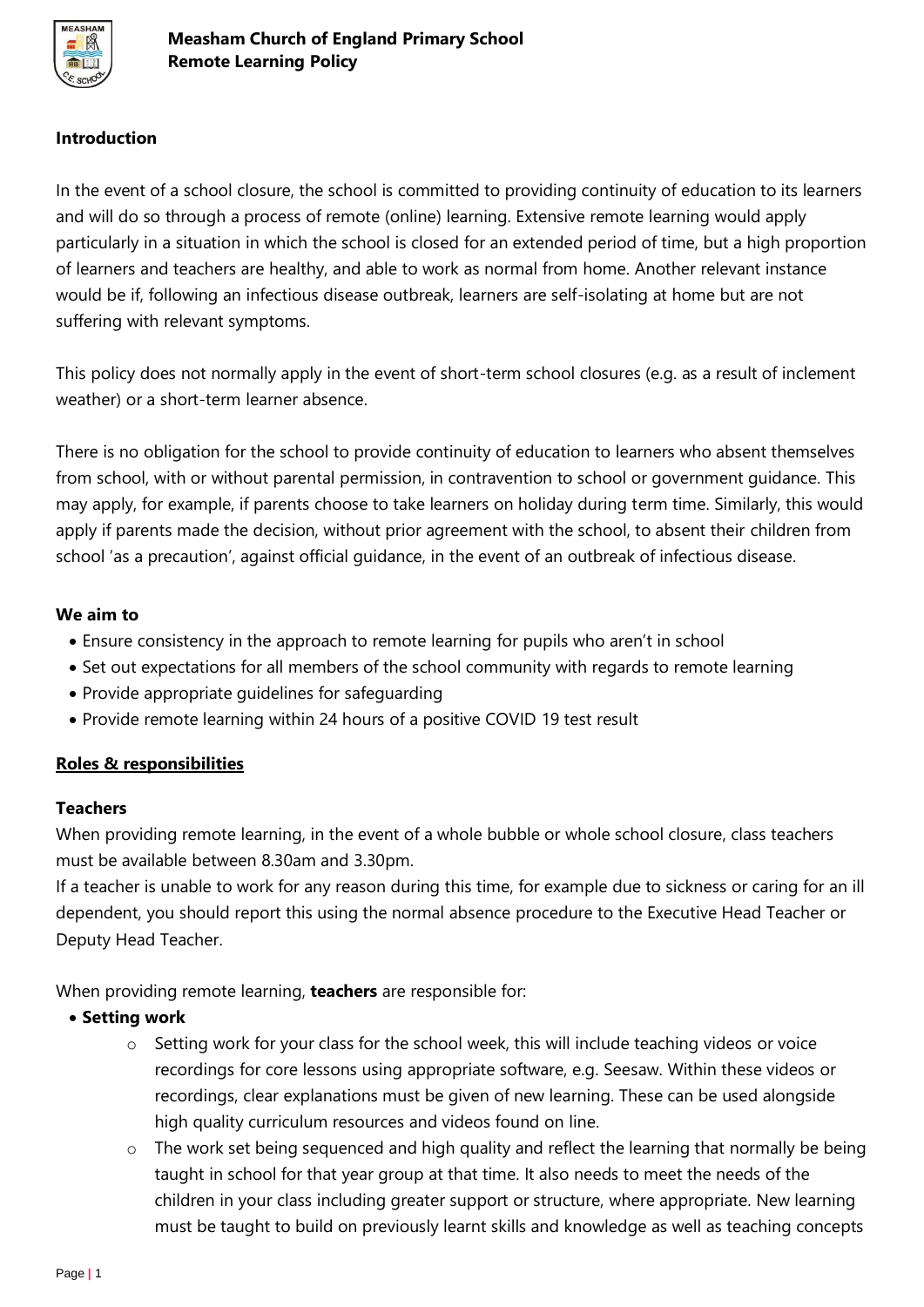# Measham Church of England Primary School
## Remote Learning Policy

### Introduction

In the event of a school closure, the school is committed to providing continuity of education to its learners and will do so through a process of remote (online) learning. Extensive remote learning would apply particularly in a situation in which the school is closed for an extended period of time, but a high proportion of learners and teachers are healthy, and able to work as normal from home. Another relevant instance would be if, following an infectious disease outbreak, learners are self-isolating at home but are not suffering with relevant symptoms.

This policy does not normally apply in the event of short-term school closures (e.g. as a result of inclement weather) or a short-term learner absence.

There is no obligation for the school to provide continuity of education to learners who absent themselves from school, with or without parental permission, in contravention to school or government guidance. This may apply, for example, if parents choose to take learners on holiday during term time. Similarly, this would apply if parents made the decision, without prior agreement with the school, to absent their children from school 'as a precaution', against official guidance, in the event of an outbreak of infectious disease.

### We aim to

- Ensure consistency in the approach to remote learning for pupils who aren't in school
- Set out expectations for all members of the school community with regards to remote learning
- Provide appropriate guidelines for safeguarding
- Provide remote learning within 24 hours of a positive COVID 19 test result

### Roles & responsibilities

#### Teachers

When providing remote learning, in the event of a whole bubble or whole school closure, class teachers must be available between 8.30am and 3.30pm.

If a teacher is unable to work for any reason during this time, for example due to sickness or caring for an ill dependent, you should report this using the normal absence procedure to the Executive Head Teacher or Deputy Head Teacher.

When providing remote learning, **teachers** are responsible for:

- **Setting work**
    - Setting work for your class for the school week, this will include teaching videos or voice recordings for core lessons using appropriate software, e.g. Seesaw. Within these videos or recordings, clear explanations must be given of new learning. These can be used alongside high quality curriculum resources and videos found on line.
    - The work set being sequenced and high quality and reflect the learning that normally be being taught in school for that year group at that time. It also needs to meet the needs of the children in your class including greater support or structure, where appropriate. New learning must be taught to build on previously learnt skills and knowledge as well as teaching concepts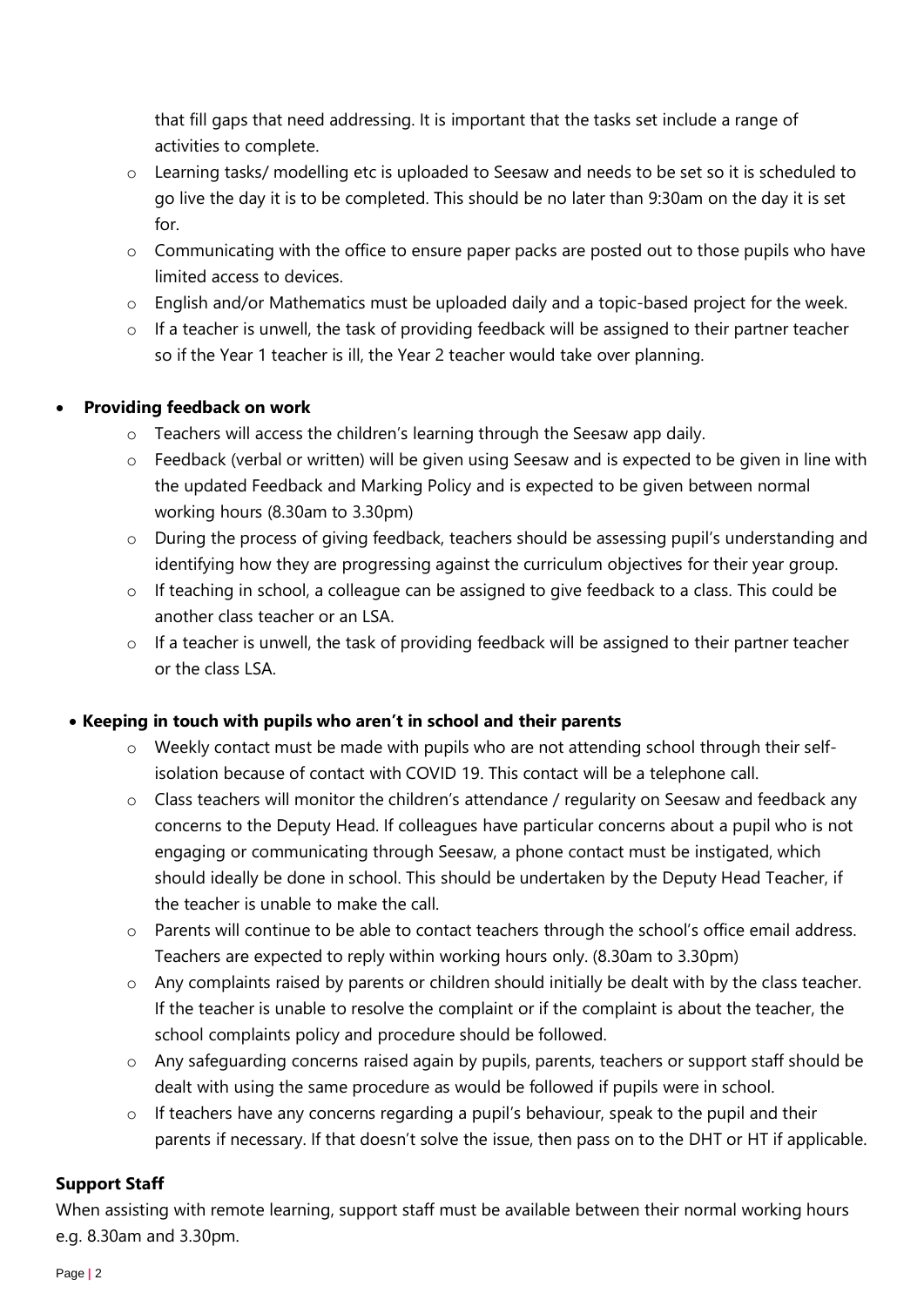that fill gaps that need addressing. It is important that the tasks set include a range of activities to complete.

  - Learning tasks/ modelling etc is uploaded to Seesaw and needs to be set so it is scheduled to go live the day it is to be completed. This should be no later than 9:30am on the day it is set for.
  - Communicating with the office to ensure paper packs are posted out to those pupils who have limited access to devices.
  - English and/or Mathematics must be uploaded daily and a topic-based project for the week.
  - If a teacher is unwell, the task of providing feedback will be assigned to their partner teacher so if the Year 1 teacher is ill, the Year 2 teacher would take over planning.

- **Providing feedback on work**
  - Teachers will access the children's learning through the Seesaw app daily.
  - Feedback (verbal or written) will be given using Seesaw and is expected to be given in line with the updated Feedback and Marking Policy and is expected to be given between normal working hours (8.30am to 3.30pm)
  - During the process of giving feedback, teachers should be assessing pupil's understanding and identifying how they are progressing against the curriculum objectives for their year group.
  - If teaching in school, a colleague can be assigned to give feedback to a class. This could be another class teacher or an LSA.
  - If a teacher is unwell, the task of providing feedback will be assigned to their partner teacher or the class LSA.

- **Keeping in touch with pupils who aren't in school and their parents**
  - Weekly contact must be made with pupils who are not attending school through their self-isolation because of contact with COVID 19. This contact will be a telephone call.
  - Class teachers will monitor the children's attendance / regularity on Seesaw and feedback any concerns to the Deputy Head. If colleagues have particular concerns about a pupil who is not engaging or communicating through Seesaw, a phone contact must be instigated, which should ideally be done in school. This should be undertaken by the Deputy Head Teacher, if the teacher is unable to make the call.
  - Parents will continue to be able to contact teachers through the school's office email address. Teachers are expected to reply within working hours only. (8.30am to 3.30pm)
  - Any complaints raised by parents or children should initially be dealt with by the class teacher. If the teacher is unable to resolve the complaint or if the complaint is about the teacher, the school complaints policy and procedure should be followed.
  - Any safeguarding concerns raised again by pupils, parents, teachers or support staff should be dealt with using the same procedure as would be followed if pupils were in school.
  - If teachers have any concerns regarding a pupil's behaviour, speak to the pupil and their parents if necessary. If that doesn't solve the issue, then pass on to the DHT or HT if applicable.

**Support Staff**

When assisting with remote learning, support staff must be available between their normal working hours e.g. 8.30am and 3.30pm.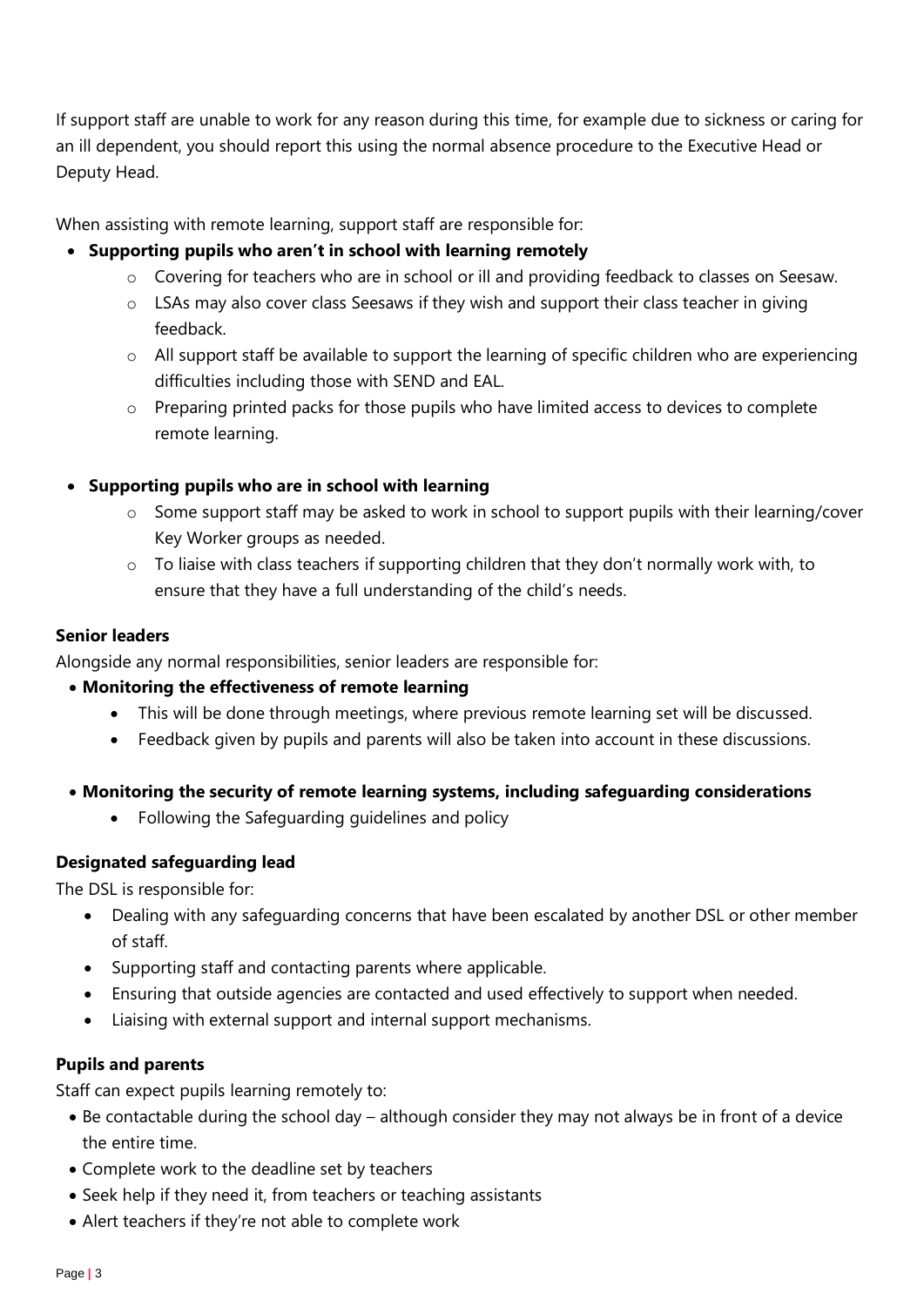If support staff are unable to work for any reason during this time, for example due to sickness or caring for an ill dependent, you should report this using the normal absence procedure to the Executive Head or Deputy Head.

When assisting with remote learning, support staff are responsible for:

- **Supporting pupils who aren't in school with learning remotely**
  - Covering for teachers who are in school or ill and providing feedback to classes on Seesaw.
  - LSAs may also cover class Seesaws if they wish and support their class teacher in giving feedback.
  - All support staff be available to support the learning of specific children who are experiencing difficulties including those with SEND and EAL.
  - Preparing printed packs for those pupils who have limited access to devices to complete remote learning.

- **Supporting pupils who are in school with learning**
  - Some support staff may be asked to work in school to support pupils with their learning/cover Key Worker groups as needed.
  - To liaise with class teachers if supporting children that they don't normally work with, to ensure that they have a full understanding of the child's needs.

**Senior leaders**

Alongside any normal responsibilities, senior leaders are responsible for:

- **Monitoring the effectiveness of remote learning**
  - This will be done through meetings, where previous remote learning set will be discussed.
  - Feedback given by pupils and parents will also be taken into account in these discussions.

- **Monitoring the security of remote learning systems, including safeguarding considerations**
  - Following the Safeguarding guidelines and policy

**Designated safeguarding lead**

The DSL is responsible for:

- Dealing with any safeguarding concerns that have been escalated by another DSL or other member of staff.
- Supporting staff and contacting parents where applicable.
- Ensuring that outside agencies are contacted and used effectively to support when needed.
- Liaising with external support and internal support mechanisms.

**Pupils and parents**

Staff can expect pupils learning remotely to:

- Be contactable during the school day – although consider they may not always be in front of a device the entire time.
- Complete work to the deadline set by teachers
- Seek help if they need it, from teachers or teaching assistants
- Alert teachers if they're not able to complete work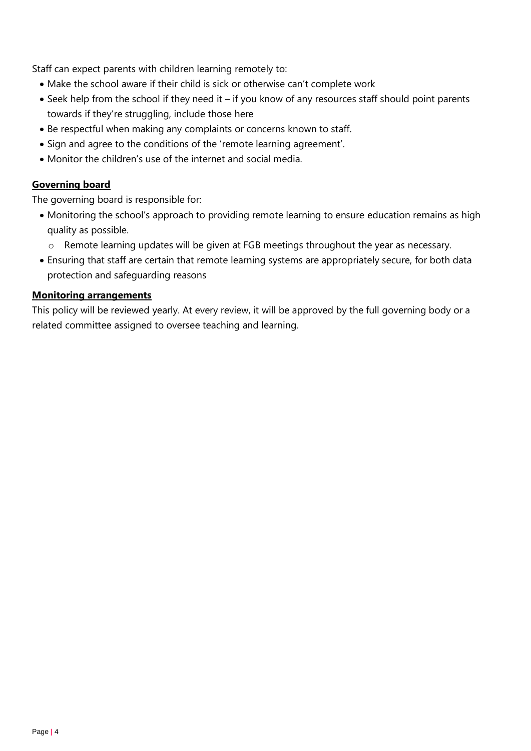Staff can expect parents with children learning remotely to:

- Make the school aware if their child is sick or otherwise can't complete work
- Seek help from the school if they need it – if you know of any resources staff should point parents towards if they're struggling, include those here
- Be respectful when making any complaints or concerns known to staff.
- Sign and agree to the conditions of the 'remote learning agreement'.
- Monitor the children's use of the internet and social media.

**Governing board**

The governing board is responsible for:

- Monitoring the school's approach to providing remote learning to ensure education remains as high quality as possible.
  - Remote learning updates will be given at FGB meetings throughout the year as necessary.
- Ensuring that staff are certain that remote learning systems are appropriately secure, for both data protection and safeguarding reasons

**Monitoring arrangements**

This policy will be reviewed yearly. At every review, it will be approved by the full governing body or a related committee assigned to oversee teaching and learning.